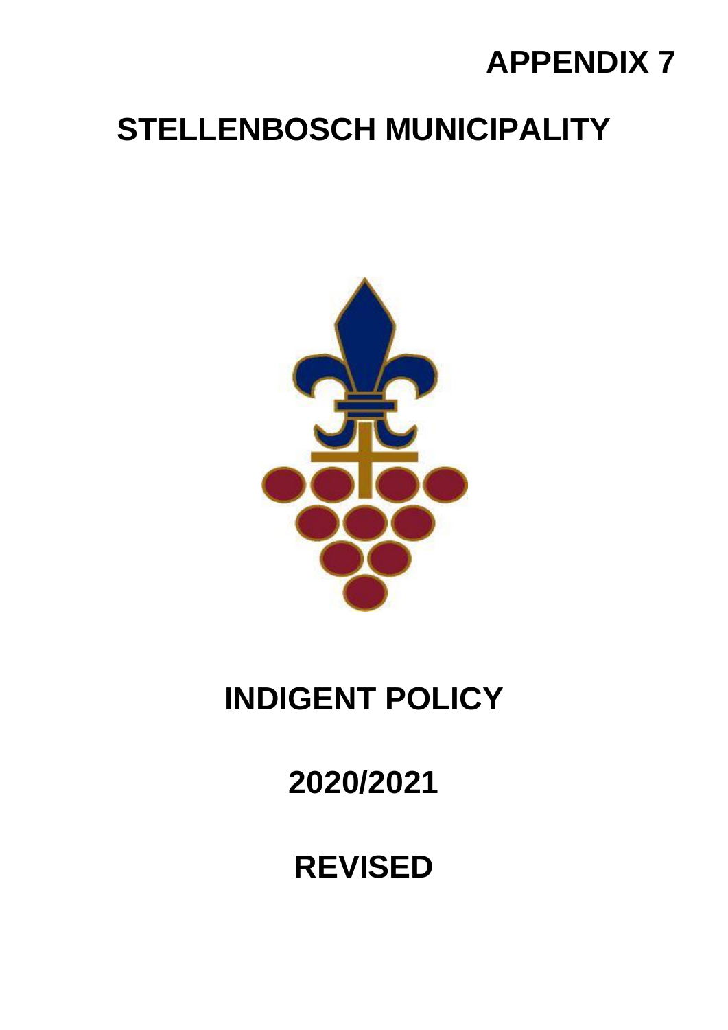**APPENDIX 7**

# STELLENBOSCH MUNICIPALITY

# INDIGENT POLICY

# 2020/2021

# REVISED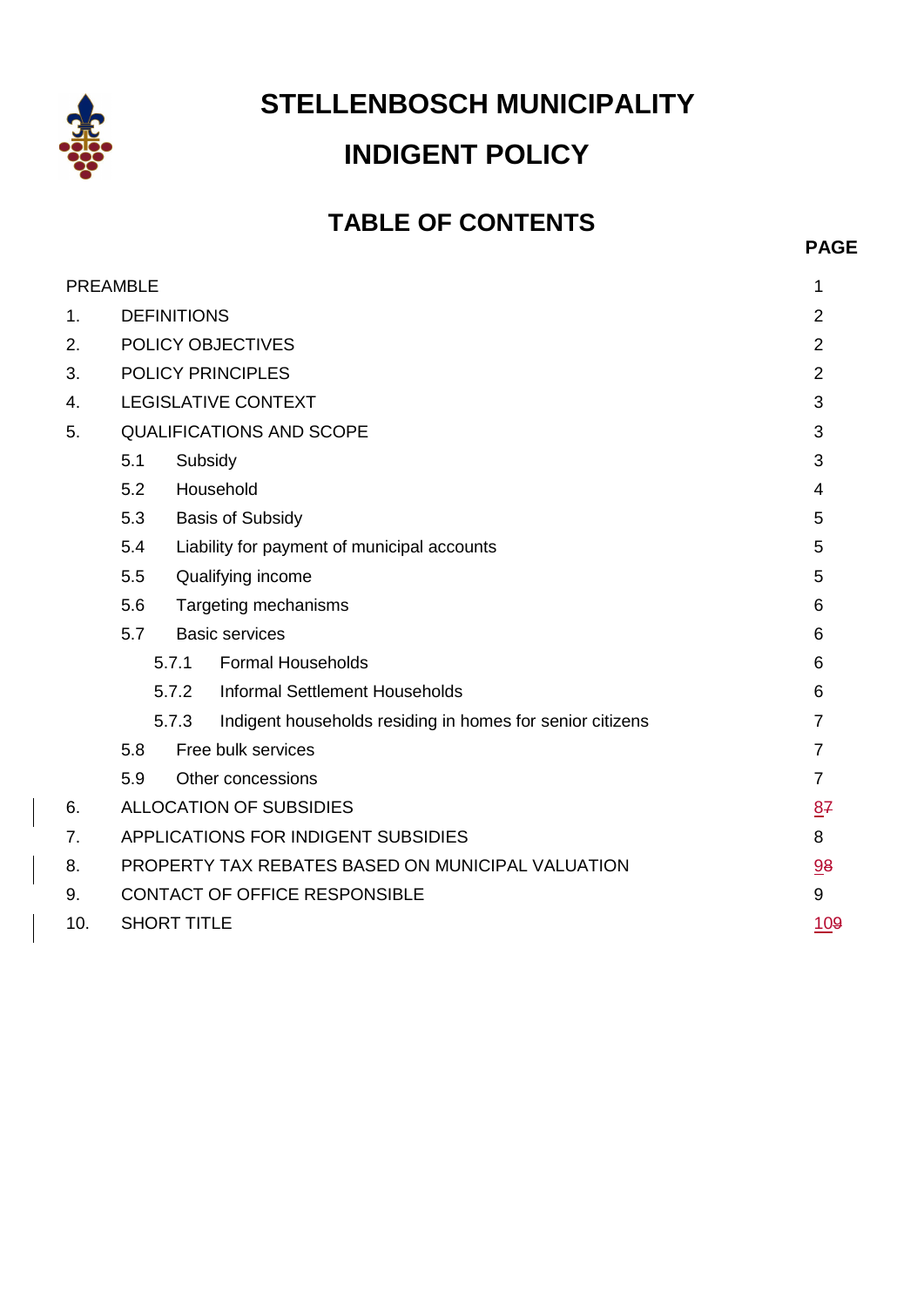# STELLENBOSCH MUNICIPALITY

# INDIGENT POLICY

## TABLE OF CONTENTS

| | | | PAGE |
|---|---|---|---|
| PREAMBLE | | | 1 |
| 1. | DEFINITIONS | | 2 |
| 2. | POLICY OBJECTIVES | | 2 |
| 3. | POLICY PRINCIPLES | | 2 |
| 4. | LEGISLATIVE CONTEXT | | 3 |
| 5. | QUALIFICATIONS AND SCOPE | | 3 |
| | 5.1 | Subsidy | 3 |
| | 5.2 | Household | 4 |
| | 5.3 | Basis of Subsidy | 5 |
| | 5.4 | Liability for payment of municipal accounts | 5 |
| | 5.5 | Qualifying income | 5 |
| | 5.6 | Targeting mechanisms | 6 |
| | 5.7 | Basic services | 6 |
| | 5.7.1 | Formal Households | 6 |
| | 5.7.2 | Informal Settlement Households | 6 |
| | 5.7.3 | Indigent households residing in homes for senior citizens | 7 |
| | 5.8 | Free bulk services | 7 |
| | 5.9 | Other concessions | 7 |
| 6. | ALLOCATION OF SUBSIDIES | | 8 |
| 7. | APPLICATIONS FOR INDIGENT SUBSIDIES | | 8 |
| 8. | PROPERTY TAX REBATES BASED ON MUNICIPAL VALUATION | | 9 |
| 9. | CONTACT OF OFFICE RESPONSIBLE | | 9 |
| 10. | SHORT TITLE | | 10 |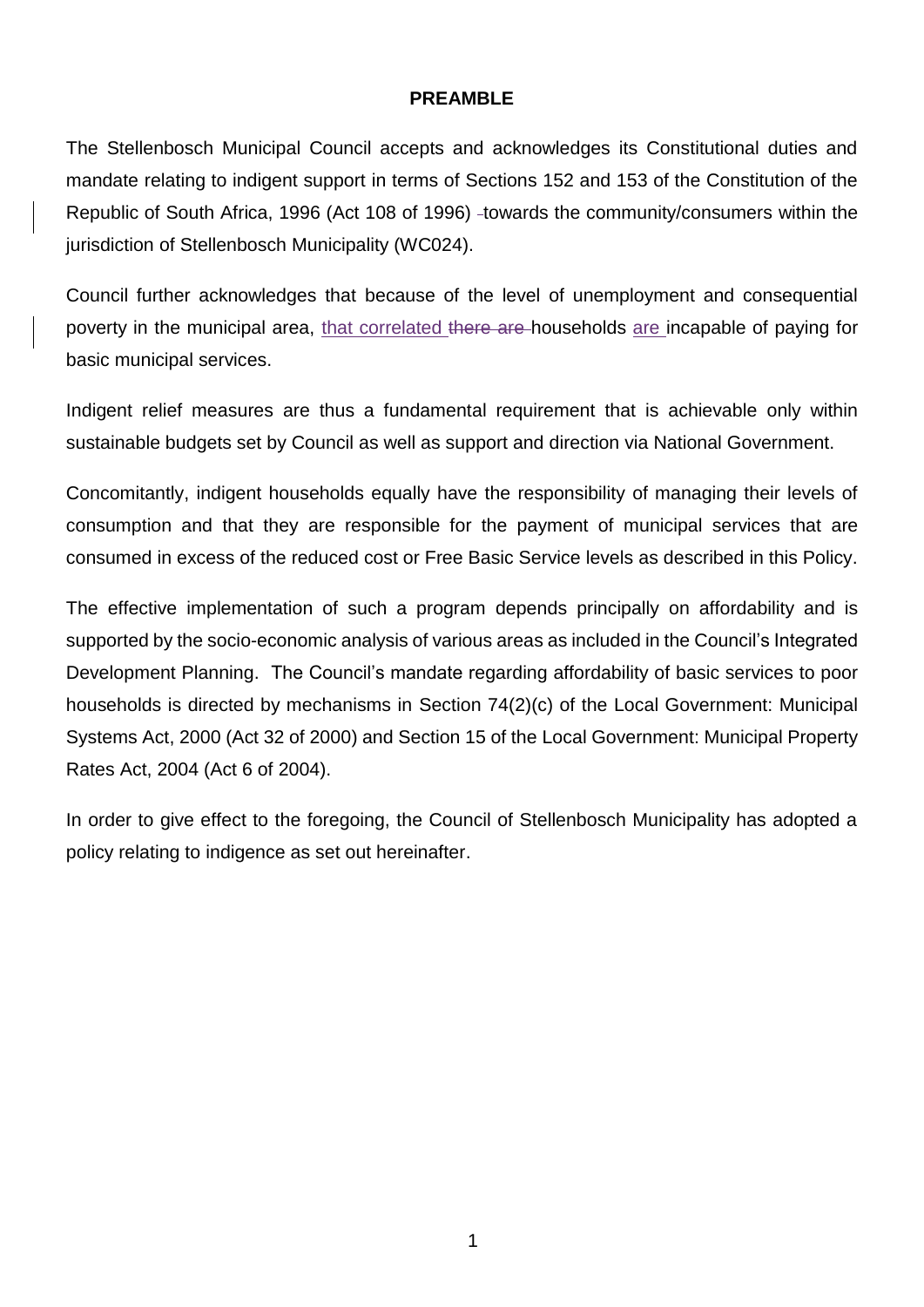**PREAMBLE**

The Stellenbosch Municipal Council accepts and acknowledges its Constitutional duties and mandate relating to indigent support in terms of Sections 152 and 153 of the Constitution of the Republic of South Africa, 1996 (Act 108 of 1996) towards the community/consumers within the jurisdiction of Stellenbosch Municipality (WC024).

Council further acknowledges that because of the level of unemployment and consequential poverty in the municipal area, that correlated ~~there are~~ households are incapable of paying for basic municipal services.

Indigent relief measures are thus a fundamental requirement that is achievable only within sustainable budgets set by Council as well as support and direction via National Government.

Concomitantly, indigent households equally have the responsibility of managing their levels of consumption and that they are responsible for the payment of municipal services that are consumed in excess of the reduced cost or Free Basic Service levels as described in this Policy.

The effective implementation of such a program depends principally on affordability and is supported by the socio-economic analysis of various areas as included in the Council's Integrated Development Planning. The Council's mandate regarding affordability of basic services to poor households is directed by mechanisms in Section 74(2)(c) of the Local Government: Municipal Systems Act, 2000 (Act 32 of 2000) and Section 15 of the Local Government: Municipal Property Rates Act, 2004 (Act 6 of 2004).

In order to give effect to the foregoing, the Council of Stellenbosch Municipality has adopted a policy relating to indigence as set out hereinafter.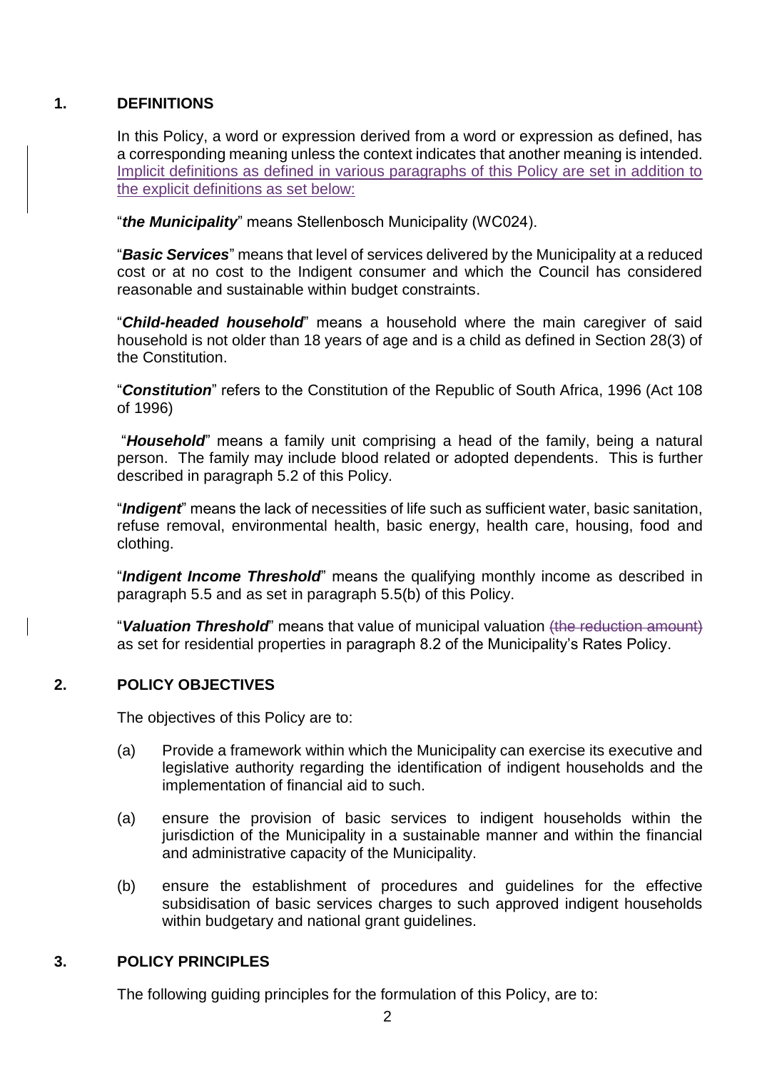## 1. DEFINITIONS

In this Policy, a word or expression derived from a word or expression as defined, has a corresponding meaning unless the context indicates that another meaning is intended. Implicit definitions as defined in various paragraphs of this Policy are set in addition to the explicit definitions as set below:

"***the Municipality***" means Stellenbosch Municipality (WC024).

"***Basic Services***" means that level of services delivered by the Municipality at a reduced cost or at no cost to the Indigent consumer and which the Council has considered reasonable and sustainable within budget constraints.

"***Child-headed household***" means a household where the main caregiver of said household is not older than 18 years of age and is a child as defined in Section 28(3) of the Constitution.

"***Constitution***" refers to the Constitution of the Republic of South Africa, 1996 (Act 108 of 1996)

"***Household***" means a family unit comprising a head of the family, being a natural person. The family may include blood related or adopted dependents. This is further described in paragraph 5.2 of this Policy.

"***Indigent***" means the lack of necessities of life such as sufficient water, basic sanitation, refuse removal, environmental health, basic energy, health care, housing, food and clothing.

"***Indigent Income Threshold***" means the qualifying monthly income as described in paragraph 5.5 and as set in paragraph 5.5(b) of this Policy.

"***Valuation Threshold***" means that value of municipal valuation ~~(the reduction amount)~~ as set for residential properties in paragraph 8.2 of the Municipality's Rates Policy.

## 2. POLICY OBJECTIVES

The objectives of this Policy are to:

(a) Provide a framework within which the Municipality can exercise its executive and legislative authority regarding the identification of indigent households and the implementation of financial aid to such.

(a) ensure the provision of basic services to indigent households within the jurisdiction of the Municipality in a sustainable manner and within the financial and administrative capacity of the Municipality.

(b) ensure the establishment of procedures and guidelines for the effective subsidisation of basic services charges to such approved indigent households within budgetary and national grant guidelines.

## 3. POLICY PRINCIPLES

The following guiding principles for the formulation of this Policy, are to: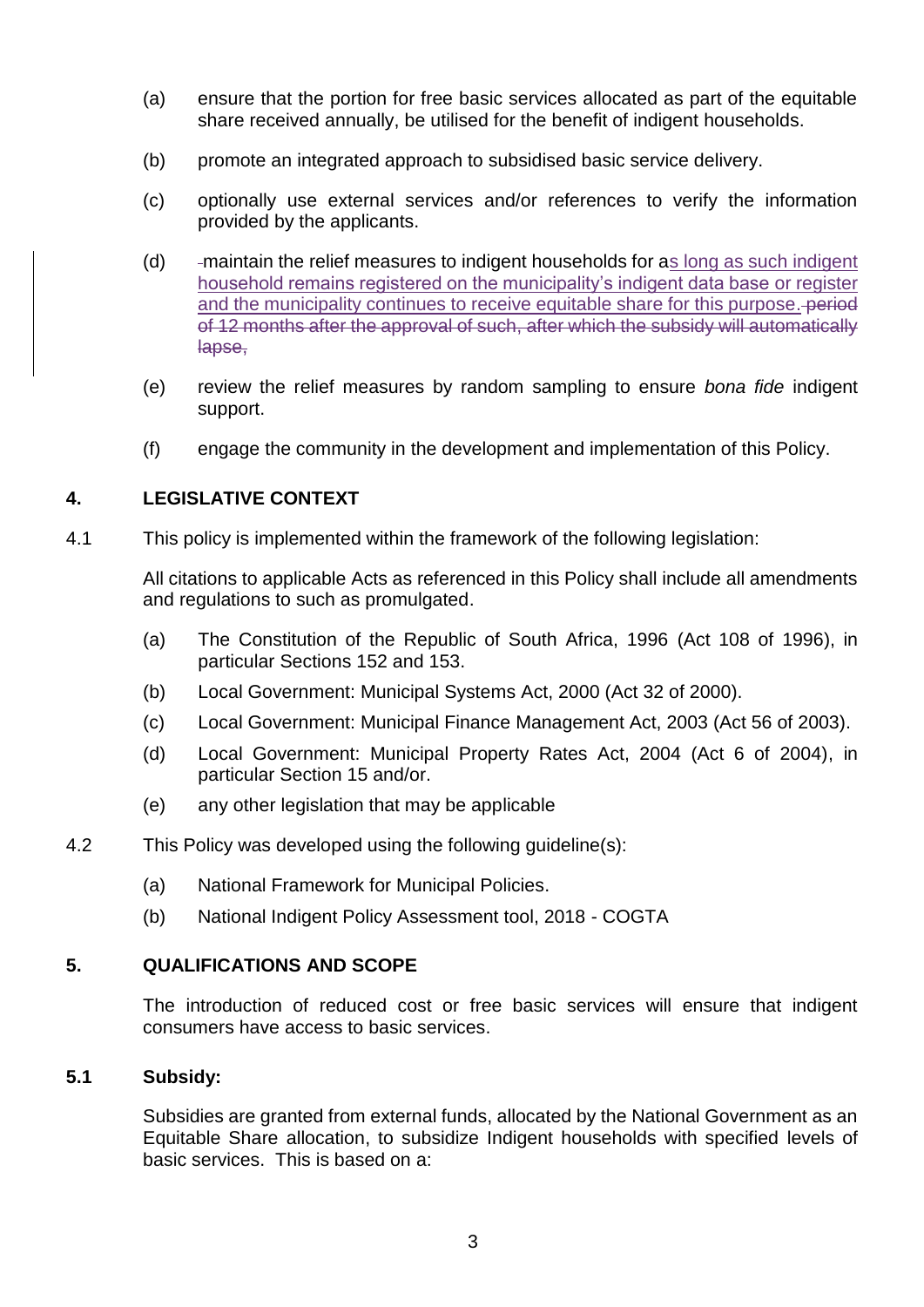(a) ensure that the portion for free basic services allocated as part of the equitable share received annually, be utilised for the benefit of indigent households.

(b) promote an integrated approach to subsidised basic service delivery.

(c) optionally use external services and/or references to verify the information provided by the applicants.

(d) maintain the relief measures to indigent households for as long as such indigent household remains registered on the municipality's indigent data base or register and the municipality continues to receive equitable share for this purpose. ~~period of 12 months after the approval of such, after which the subsidy will automatically lapse,~~

(e) review the relief measures by random sampling to ensure *bona fide* indigent support.

(f) engage the community in the development and implementation of this Policy.

## 4. LEGISLATIVE CONTEXT

4.1 This policy is implemented within the framework of the following legislation:

All citations to applicable Acts as referenced in this Policy shall include all amendments and regulations to such as promulgated.

(a) The Constitution of the Republic of South Africa, 1996 (Act 108 of 1996), in particular Sections 152 and 153.

(b) Local Government: Municipal Systems Act, 2000 (Act 32 of 2000).

(c) Local Government: Municipal Finance Management Act, 2003 (Act 56 of 2003).

(d) Local Government: Municipal Property Rates Act, 2004 (Act 6 of 2004), in particular Section 15 and/or.

(e) any other legislation that may be applicable

4.2 This Policy was developed using the following guideline(s):

(a) National Framework for Municipal Policies.

(b) National Indigent Policy Assessment tool, 2018 - COGTA

## 5. QUALIFICATIONS AND SCOPE

The introduction of reduced cost or free basic services will ensure that indigent consumers have access to basic services.

### 5.1 Subsidy:

Subsidies are granted from external funds, allocated by the National Government as an Equitable Share allocation, to subsidize Indigent households with specified levels of basic services. This is based on a: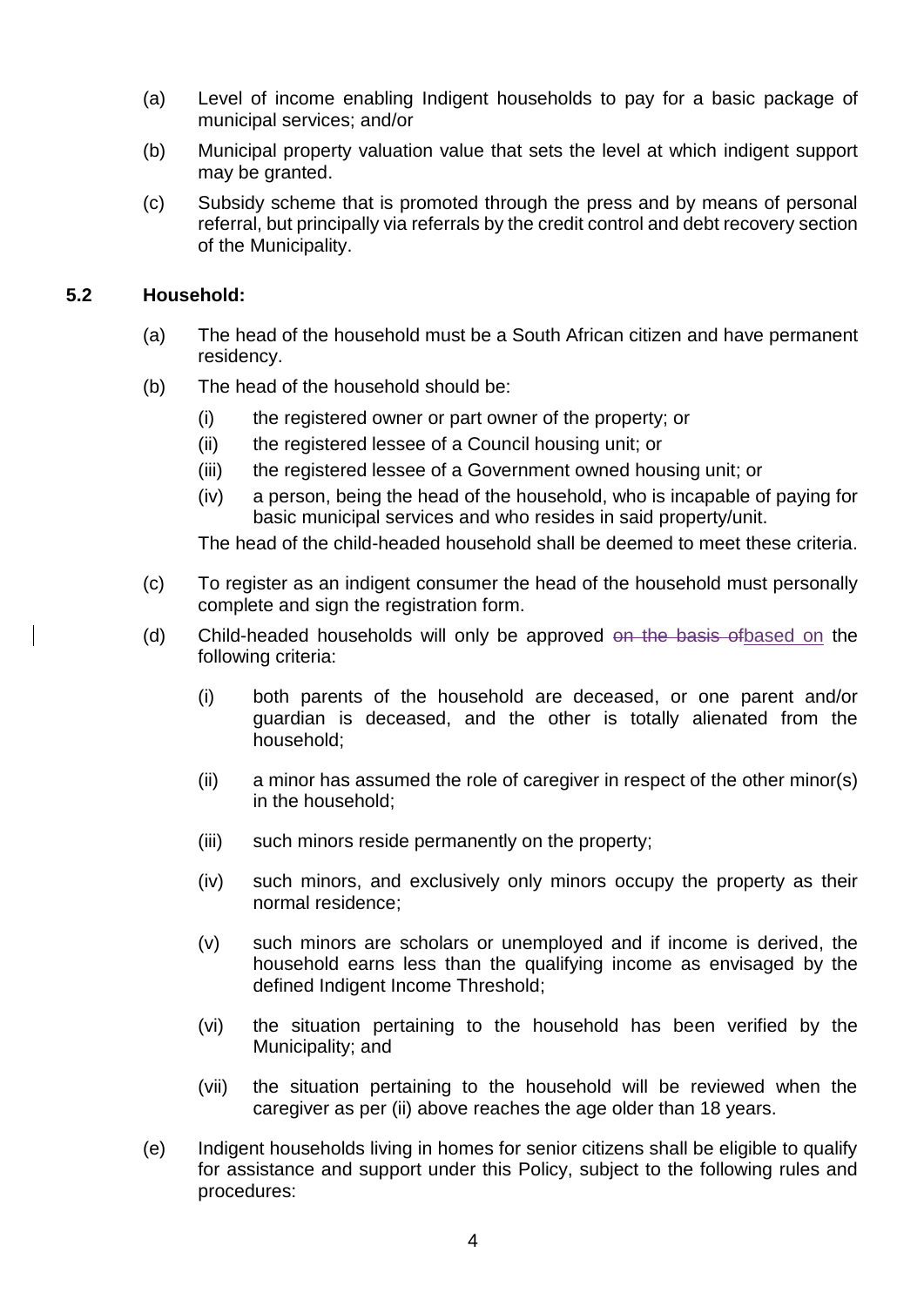(a) Level of income enabling Indigent households to pay for a basic package of municipal services; and/or

(b) Municipal property valuation value that sets the level at which indigent support may be granted.

(c) Subsidy scheme that is promoted through the press and by means of personal referral, but principally via referrals by the credit control and debt recovery section of the Municipality.

### 5.2 Household:

(a) The head of the household must be a South African citizen and have permanent residency.

(b) The head of the household should be:

  (i) the registered owner or part owner of the property; or

  (ii) the registered lessee of a Council housing unit; or

  (iii) the registered lessee of a Government owned housing unit; or

  (iv) a person, being the head of the household, who is incapable of paying for basic municipal services and who resides in said property/unit.

  The head of the child-headed household shall be deemed to meet these criteria.

(c) To register as an indigent consumer the head of the household must personally complete and sign the registration form.

(d) Child-headed households will only be approved ~~on the basis of~~based on the following criteria:

  (i) both parents of the household are deceased, or one parent and/or guardian is deceased, and the other is totally alienated from the household;

  (ii) a minor has assumed the role of caregiver in respect of the other minor(s) in the household;

  (iii) such minors reside permanently on the property;

  (iv) such minors, and exclusively only minors occupy the property as their normal residence;

  (v) such minors are scholars or unemployed and if income is derived, the household earns less than the qualifying income as envisaged by the defined Indigent Income Threshold;

  (vi) the situation pertaining to the household has been verified by the Municipality; and

  (vii) the situation pertaining to the household will be reviewed when the caregiver as per (ii) above reaches the age older than 18 years.

(e) Indigent households living in homes for senior citizens shall be eligible to qualify for assistance and support under this Policy, subject to the following rules and procedures: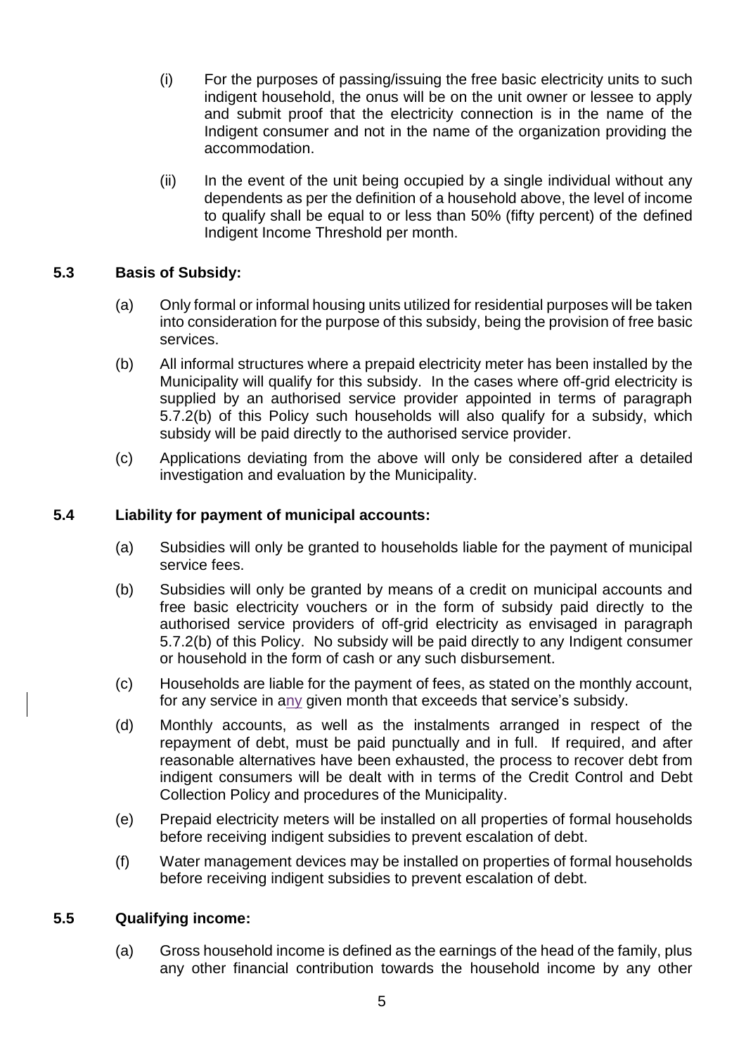(i) For the purposes of passing/issuing the free basic electricity units to such indigent household, the onus will be on the unit owner or lessee to apply and submit proof that the electricity connection is in the name of the Indigent consumer and not in the name of the organization providing the accommodation.

(ii) In the event of the unit being occupied by a single individual without any dependents as per the definition of a household above, the level of income to qualify shall be equal to or less than 50% (fifty percent) of the defined Indigent Income Threshold per month.

### 5.3 Basis of Subsidy:

(a) Only formal or informal housing units utilized for residential purposes will be taken into consideration for the purpose of this subsidy, being the provision of free basic services.

(b) All informal structures where a prepaid electricity meter has been installed by the Municipality will qualify for this subsidy. In the cases where off-grid electricity is supplied by an authorised service provider appointed in terms of paragraph 5.7.2(b) of this Policy such households will also qualify for a subsidy, which subsidy will be paid directly to the authorised service provider.

(c) Applications deviating from the above will only be considered after a detailed investigation and evaluation by the Municipality.

### 5.4 Liability for payment of municipal accounts:

(a) Subsidies will only be granted to households liable for the payment of municipal service fees.

(b) Subsidies will only be granted by means of a credit on municipal accounts and free basic electricity vouchers or in the form of subsidy paid directly to the authorised service providers of off-grid electricity as envisaged in paragraph 5.7.2(b) of this Policy. No subsidy will be paid directly to any Indigent consumer or household in the form of cash or any such disbursement.

(c) Households are liable for the payment of fees, as stated on the monthly account, for any service in any given month that exceeds that service's subsidy.

(d) Monthly accounts, as well as the instalments arranged in respect of the repayment of debt, must be paid punctually and in full. If required, and after reasonable alternatives have been exhausted, the process to recover debt from indigent consumers will be dealt with in terms of the Credit Control and Debt Collection Policy and procedures of the Municipality.

(e) Prepaid electricity meters will be installed on all properties of formal households before receiving indigent subsidies to prevent escalation of debt.

(f) Water management devices may be installed on properties of formal households before receiving indigent subsidies to prevent escalation of debt.

### 5.5 Qualifying income:

(a) Gross household income is defined as the earnings of the head of the family, plus any other financial contribution towards the household income by any other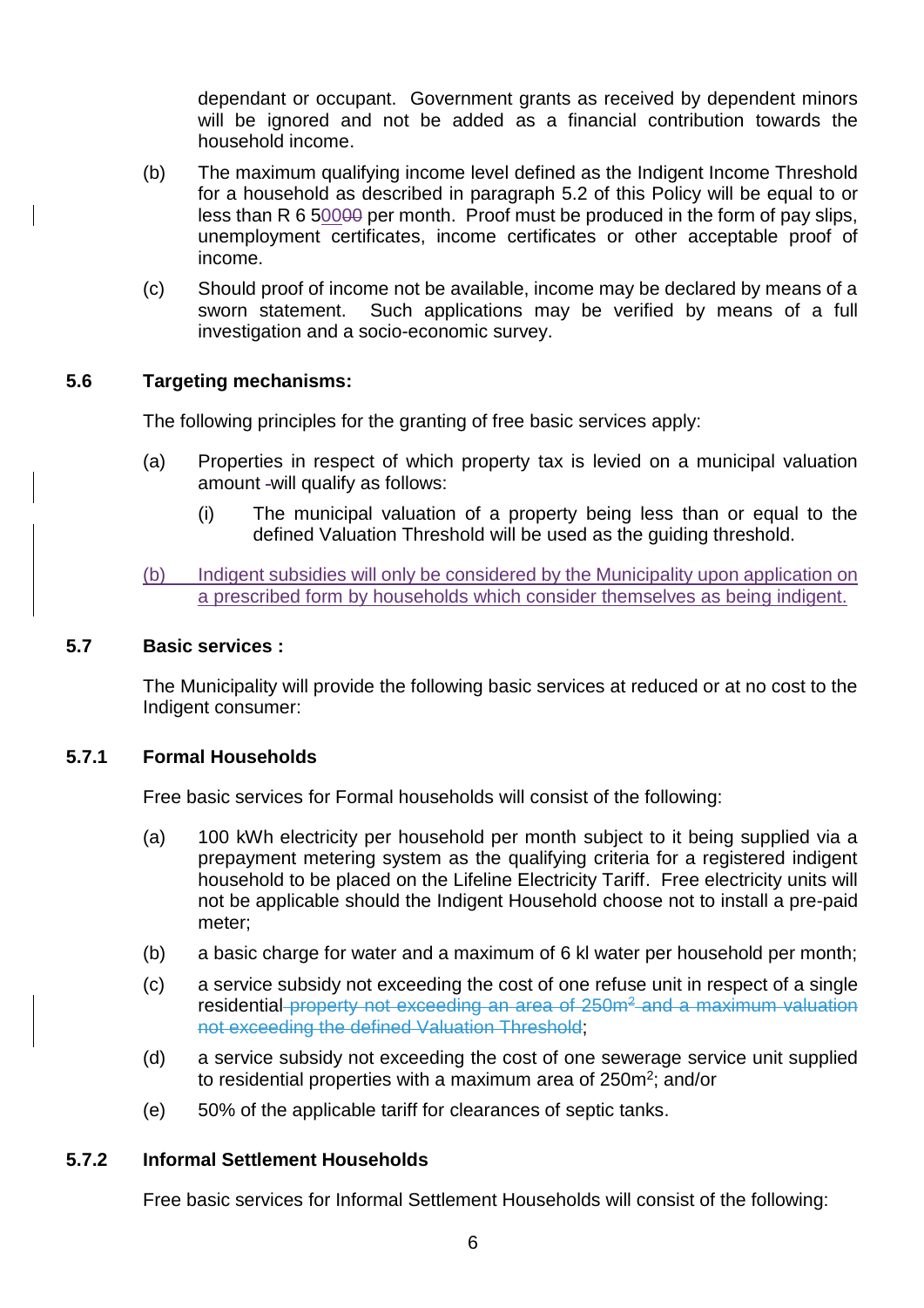dependant or occupant. Government grants as received by dependent minors will be ignored and not be added as a financial contribution towards the household income.

(b) The maximum qualifying income level defined as the Indigent Income Threshold for a household as described in paragraph 5.2 of this Policy will be equal to or less than R 6 500~~00~~ per month. Proof must be produced in the form of pay slips, unemployment certificates, income certificates or other acceptable proof of income.

(c) Should proof of income not be available, income may be declared by means of a sworn statement. Such applications may be verified by means of a full investigation and a socio-economic survey.

### 5.6 Targeting mechanisms:

The following principles for the granting of free basic services apply:

(a) Properties in respect of which property tax is levied on a municipal valuation amount will qualify as follows:

   (i) The municipal valuation of a property being less than or equal to the defined Valuation Threshold will be used as the guiding threshold.

(b) Indigent subsidies will only be considered by the Municipality upon application on a prescribed form by households which consider themselves as being indigent.

### 5.7 Basic services :

The Municipality will provide the following basic services at reduced or at no cost to the Indigent consumer:

#### 5.7.1 Formal Households

Free basic services for Formal households will consist of the following:

(a) 100 kWh electricity per household per month subject to it being supplied via a prepayment metering system as the qualifying criteria for a registered indigent household to be placed on the Lifeline Electricity Tariff. Free electricity units will not be applicable should the Indigent Household choose not to install a pre-paid meter;

(b) a basic charge for water and a maximum of 6 kl water per household per month;

(c) a service subsidy not exceeding the cost of one refuse unit in respect of a single residential ~~property not exceeding an area of 250m² and a maximum valuation not exceeding the defined Valuation Threshold~~;

(d) a service subsidy not exceeding the cost of one sewerage service unit supplied to residential properties with a maximum area of 250$m^2$; and/or

(e) 50% of the applicable tariff for clearances of septic tanks.

#### 5.7.2 Informal Settlement Households

Free basic services for Informal Settlement Households will consist of the following: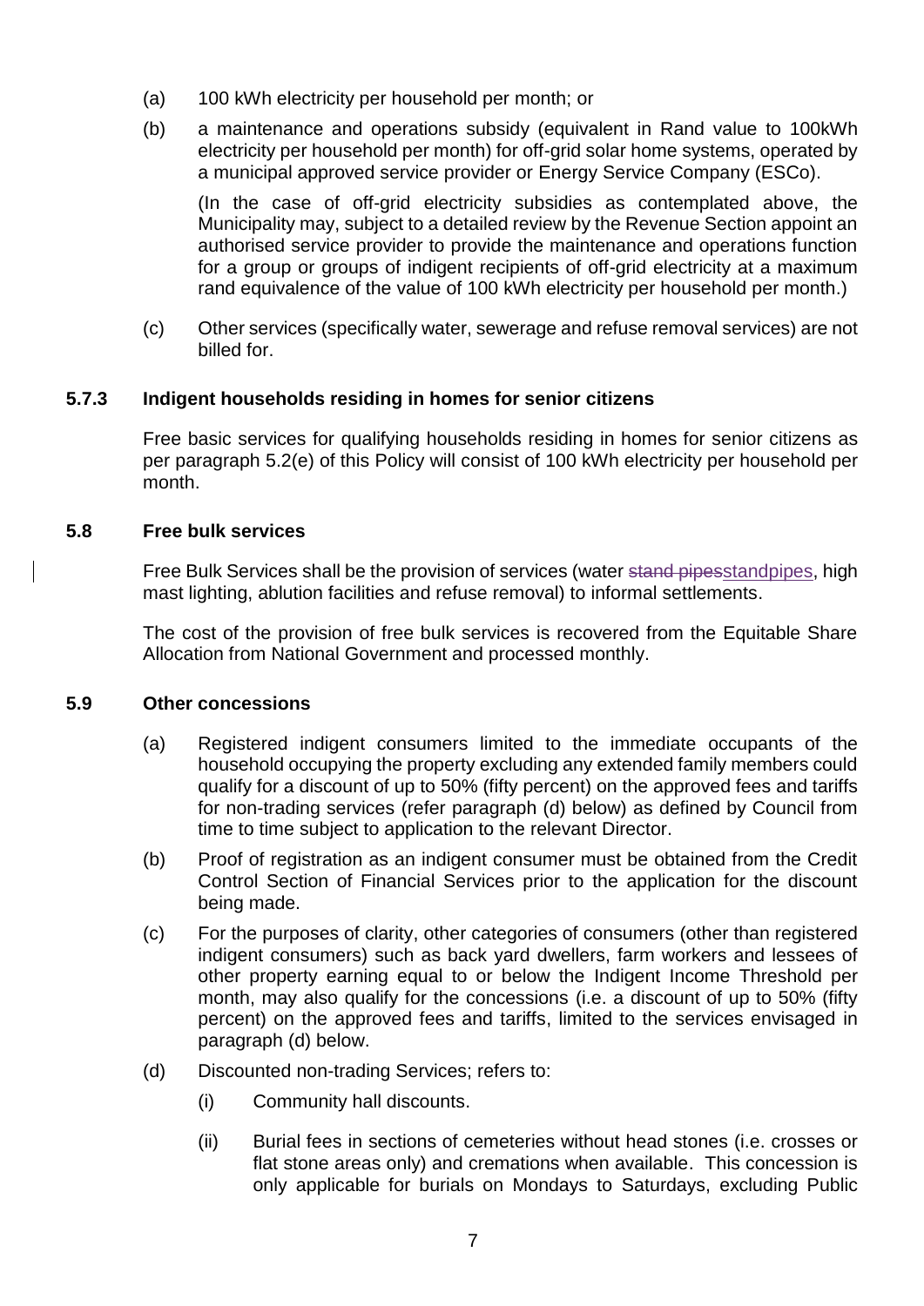(a) 100 kWh electricity per household per month; or

(b) a maintenance and operations subsidy (equivalent in Rand value to 100kWh electricity per household per month) for off-grid solar home systems, operated by a municipal approved service provider or Energy Service Company (ESCo).

(In the case of off-grid electricity subsidies as contemplated above, the Municipality may, subject to a detailed review by the Revenue Section appoint an authorised service provider to provide the maintenance and operations function for a group or groups of indigent recipients of off-grid electricity at a maximum rand equivalence of the value of 100 kWh electricity per household per month.)

(c) Other services (specifically water, sewerage and refuse removal services) are not billed for.

### 5.7.3 Indigent households residing in homes for senior citizens

Free basic services for qualifying households residing in homes for senior citizens as per paragraph 5.2(e) of this Policy will consist of 100 kWh electricity per household per month.

### 5.8 Free bulk services

Free Bulk Services shall be the provision of services (water ~~stand pipes~~standpipes, high mast lighting, ablution facilities and refuse removal) to informal settlements.

The cost of the provision of free bulk services is recovered from the Equitable Share Allocation from National Government and processed monthly.

### 5.9 Other concessions

(a) Registered indigent consumers limited to the immediate occupants of the household occupying the property excluding any extended family members could qualify for a discount of up to 50% (fifty percent) on the approved fees and tariffs for non-trading services (refer paragraph (d) below) as defined by Council from time to time subject to application to the relevant Director.

(b) Proof of registration as an indigent consumer must be obtained from the Credit Control Section of Financial Services prior to the application for the discount being made.

(c) For the purposes of clarity, other categories of consumers (other than registered indigent consumers) such as back yard dwellers, farm workers and lessees of other property earning equal to or below the Indigent Income Threshold per month, may also qualify for the concessions (i.e. a discount of up to 50% (fifty percent) on the approved fees and tariffs, limited to the services envisaged in paragraph (d) below.

(d) Discounted non-trading Services; refers to:

(i) Community hall discounts.

(ii) Burial fees in sections of cemeteries without head stones (i.e. crosses or flat stone areas only) and cremations when available. This concession is only applicable for burials on Mondays to Saturdays, excluding Public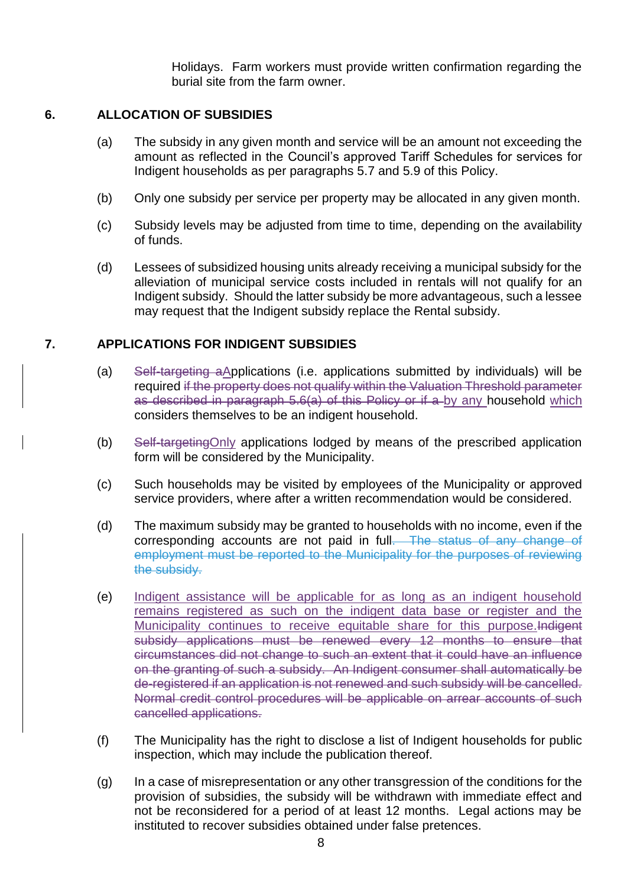Holidays. Farm workers must provide written confirmation regarding the burial site from the farm owner.

## 6. ALLOCATION OF SUBSIDIES

(a) The subsidy in any given month and service will be an amount not exceeding the amount as reflected in the Council's approved Tariff Schedules for services for Indigent households as per paragraphs 5.7 and 5.9 of this Policy.

(b) Only one subsidy per service per property may be allocated in any given month.

(c) Subsidy levels may be adjusted from time to time, depending on the availability of funds.

(d) Lessees of subsidized housing units already receiving a municipal subsidy for the alleviation of municipal service costs included in rentals will not qualify for an Indigent subsidy. Should the latter subsidy be more advantageous, such a lessee may request that the Indigent subsidy replace the Rental subsidy.

## 7. APPLICATIONS FOR INDIGENT SUBSIDIES

(a) ~~Self-targeting a~~Applications (i.e. applications submitted by individuals) will be required ~~if the property does not qualify within the Valuation Threshold parameter as described in paragraph 5.6(a) of this Policy or if a~~ by any household which considers themselves to be an indigent household.

(b) ~~Self-targeting~~Only applications lodged by means of the prescribed application form will be considered by the Municipality.

(c) Such households may be visited by employees of the Municipality or approved service providers, where after a written recommendation would be considered.

(d) The maximum subsidy may be granted to households with no income, even if the corresponding accounts are not paid in full~~. The status of any change of employment must be reported to the Municipality for the purposes of reviewing the subsidy.~~

(e) Indigent assistance will be applicable for as long as an indigent household remains registered as such on the indigent data base or register and the Municipality continues to receive equitable share for this purpose.~~Indigent subsidy applications must be renewed every 12 months to ensure that circumstances did not change to such an extent that it could have an influence on the granting of such a subsidy. An Indigent consumer shall automatically be de-registered if an application is not renewed and such subsidy will be cancelled. Normal credit control procedures will be applicable on arrear accounts of such cancelled applications.~~

(f) The Municipality has the right to disclose a list of Indigent households for public inspection, which may include the publication thereof.

(g) In a case of misrepresentation or any other transgression of the conditions for the provision of subsidies, the subsidy will be withdrawn with immediate effect and not be reconsidered for a period of at least 12 months. Legal actions may be instituted to recover subsidies obtained under false pretences.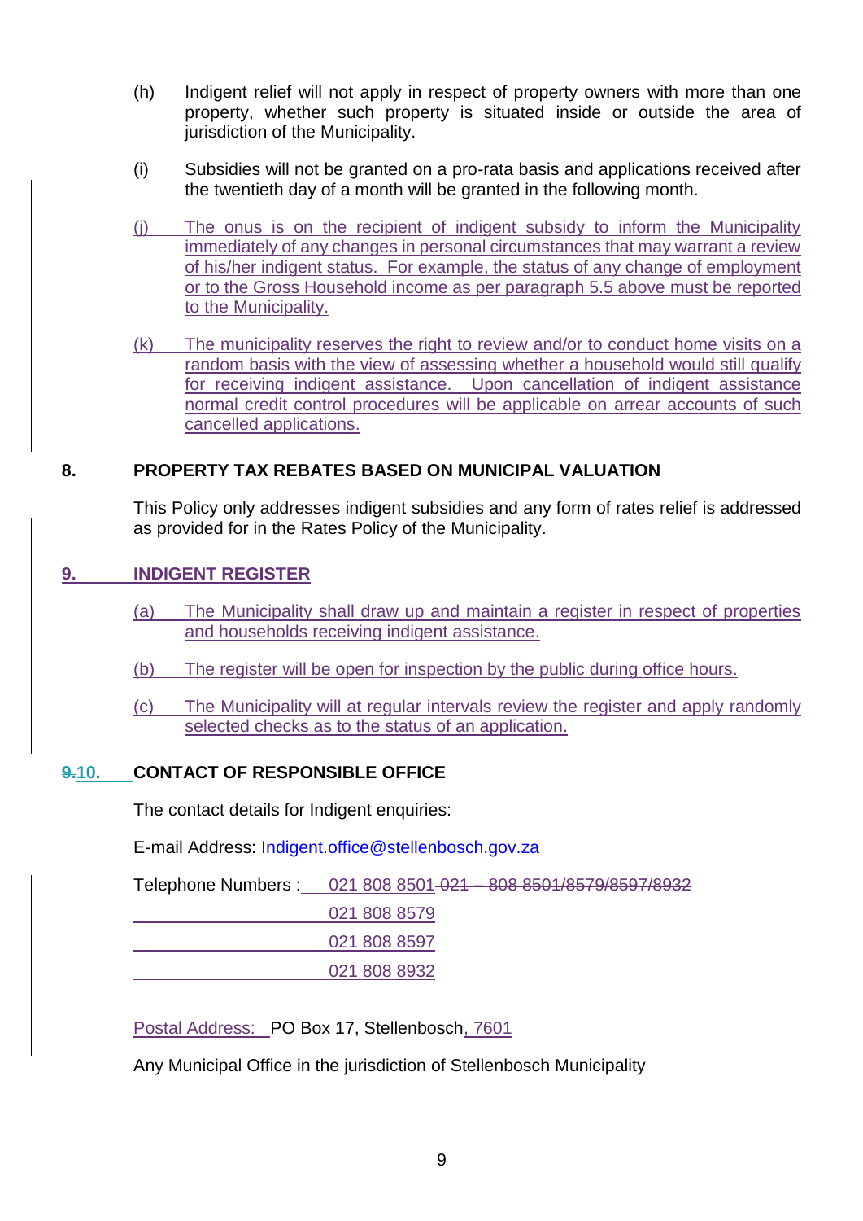(h) Indigent relief will not apply in respect of property owners with more than one property, whether such property is situated inside or outside the area of jurisdiction of the Municipality.

(i) Subsidies will not be granted on a pro-rata basis and applications received after the twentieth day of a month will be granted in the following month.

(j) The onus is on the recipient of indigent subsidy to inform the Municipality immediately of any changes in personal circumstances that may warrant a review of his/her indigent status. For example, the status of any change of employment or to the Gross Household income as per paragraph 5.5 above must be reported to the Municipality.

(k) The municipality reserves the right to review and/or to conduct home visits on a random basis with the view of assessing whether a household would still qualify for receiving indigent assistance. Upon cancellation of indigent assistance normal credit control procedures will be applicable on arrear accounts of such cancelled applications.

## 8. PROPERTY TAX REBATES BASED ON MUNICIPAL VALUATION

This Policy only addresses indigent subsidies and any form of rates relief is addressed as provided for in the Rates Policy of the Municipality.

## 9. INDIGENT REGISTER

(a) The Municipality shall draw up and maintain a register in respect of properties and households receiving indigent assistance.

(b) The register will be open for inspection by the public during office hours.

(c) The Municipality will at regular intervals review the register and apply randomly selected checks as to the status of an application.

## ~~9.~~10. CONTACT OF RESPONSIBLE OFFICE

The contact details for Indigent enquiries:

E-mail Address: Indigent.office@stellenbosch.gov.za

Telephone Numbers : 021 808 8501 ~~021 – 808 8501/8579/8597/8932~~
021 808 8579
021 808 8597
021 808 8932

Postal Address: PO Box 17, Stellenbosch, 7601

Any Municipal Office in the jurisdiction of Stellenbosch Municipality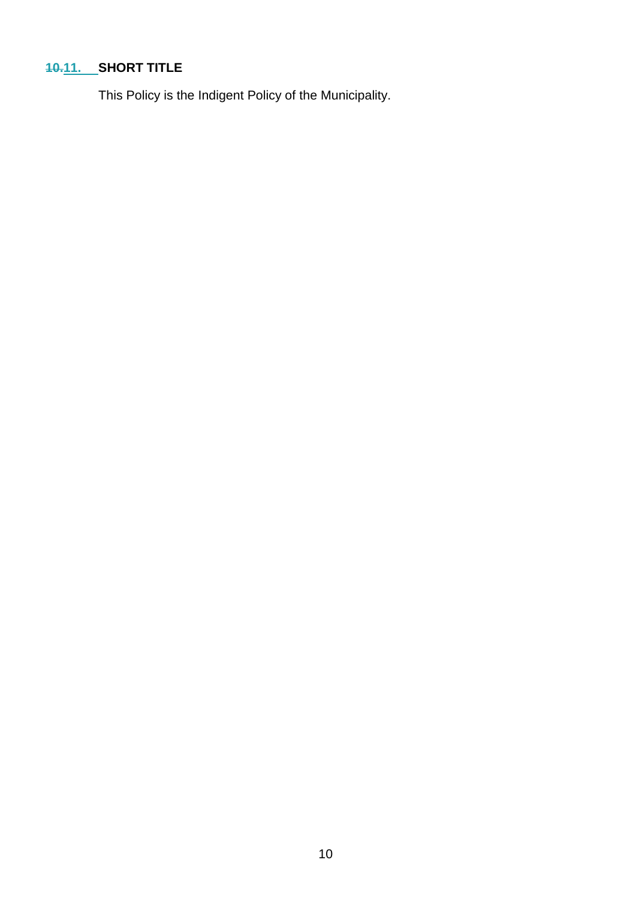## ~~10.~~11. SHORT TITLE

This Policy is the Indigent Policy of the Municipality.